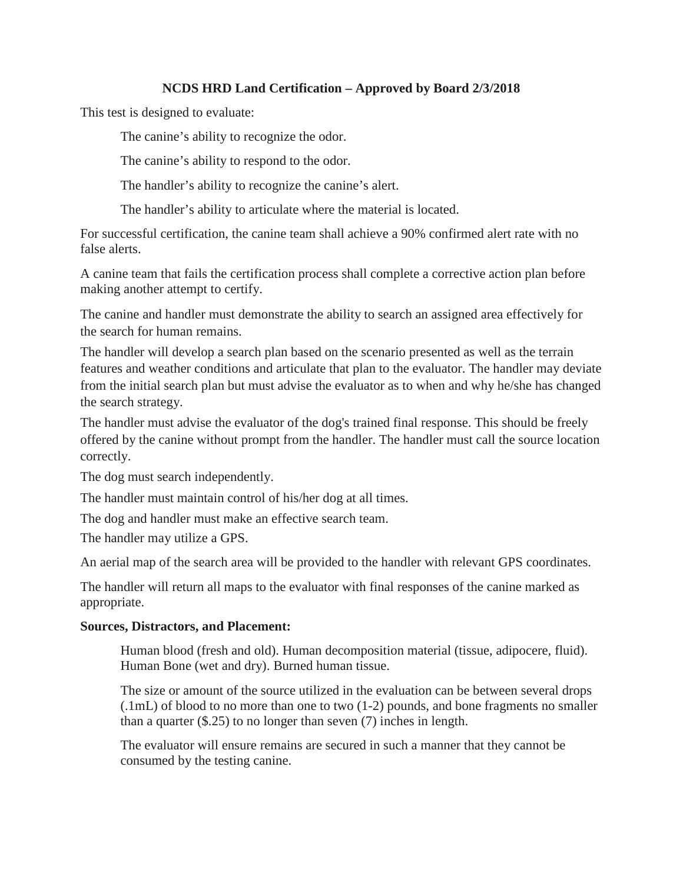# NCDS HRD Land Certification – Approved by Board 2/3/2018

This test is designed to evaluate:

The canine's ability to recognize the odor.

The canine's ability to respond to the odor.

The handler's ability to recognize the canine's alert.

The handler's ability to articulate where the material is located.

For successful certification, the canine team shall achieve a 90% confirmed alert rate with no false alerts.

A canine team that fails the certification process shall complete a corrective action plan before making another attempt to certify.

The canine and handler must demonstrate the ability to search an assigned area effectively for the search for human remains.

The handler will develop a search plan based on the scenario presented as well as the terrain features and weather conditions and articulate that plan to the evaluator. The handler may deviate from the initial search plan but must advise the evaluator as to when and why he/she has changed the search strategy.

The handler must advise the evaluator of the dog's trained final response. This should be freely offered by the canine without prompt from the handler. The handler must call the source location correctly.

The dog must search independently.

The handler must maintain control of his/her dog at all times.

The dog and handler must make an effective search team.

The handler may utilize a GPS.

An aerial map of the search area will be provided to the handler with relevant GPS coordinates.

The handler will return all maps to the evaluator with final responses of the canine marked as appropriate.

**Sources, Distractors, and Placement:**

Human blood (fresh and old). Human decomposition material (tissue, adipocere, fluid). Human Bone (wet and dry). Burned human tissue.

The size or amount of the source utilized in the evaluation can be between several drops (.1mL) of blood to no more than one to two (1-2) pounds, and bone fragments no smaller than a quarter ($.25) to no longer than seven (7) inches in length.

The evaluator will ensure remains are secured in such a manner that they cannot be consumed by the testing canine.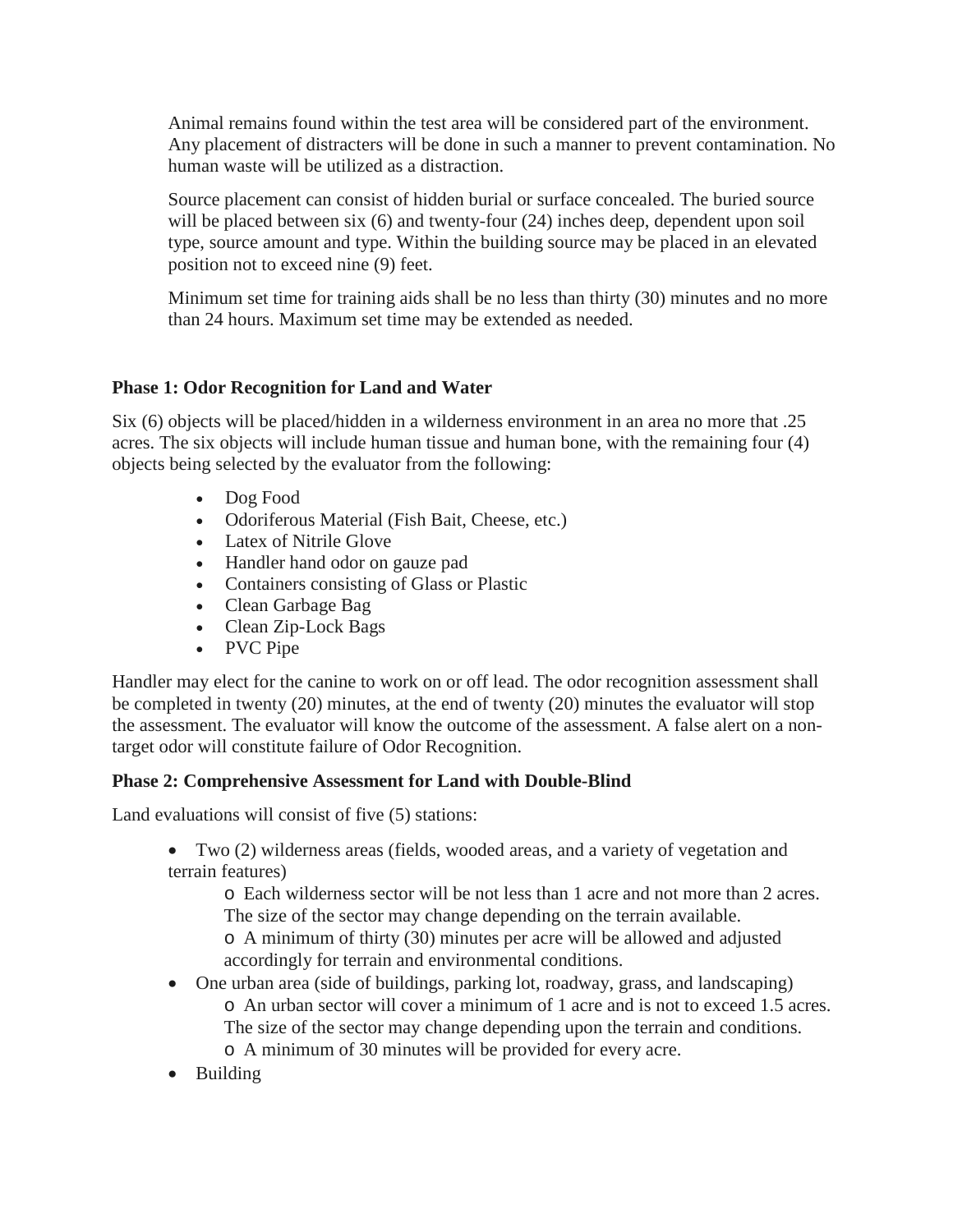Animal remains found within the test area will be considered part of the environment. Any placement of distracters will be done in such a manner to prevent contamination. No human waste will be utilized as a distraction.

Source placement can consist of hidden burial or surface concealed. The buried source will be placed between six (6) and twenty-four (24) inches deep, dependent upon soil type, source amount and type. Within the building source may be placed in an elevated position not to exceed nine (9) feet.

Minimum set time for training aids shall be no less than thirty (30) minutes and no more than 24 hours. Maximum set time may be extended as needed.

**Phase 1: Odor Recognition for Land and Water**

Six (6) objects will be placed/hidden in a wilderness environment in an area no more that .25 acres. The six objects will include human tissue and human bone, with the remaining four (4) objects being selected by the evaluator from the following:

- Dog Food
- Odoriferous Material (Fish Bait, Cheese, etc.)
- Latex of Nitrile Glove
- Handler hand odor on gauze pad
- Containers consisting of Glass or Plastic
- Clean Garbage Bag
- Clean Zip-Lock Bags
- PVC Pipe

Handler may elect for the canine to work on or off lead. The odor recognition assessment shall be completed in twenty (20) minutes, at the end of twenty (20) minutes the evaluator will stop the assessment. The evaluator will know the outcome of the assessment. A false alert on a non-target odor will constitute failure of Odor Recognition.

**Phase 2: Comprehensive Assessment for Land with Double-Blind**

Land evaluations will consist of five (5) stations:

- Two (2) wilderness areas (fields, wooded areas, and a variety of vegetation and terrain features)
    - Each wilderness sector will be not less than 1 acre and not more than 2 acres. The size of the sector may change depending on the terrain available.
    - A minimum of thirty (30) minutes per acre will be allowed and adjusted accordingly for terrain and environmental conditions.
- One urban area (side of buildings, parking lot, roadway, grass, and landscaping)
    - An urban sector will cover a minimum of 1 acre and is not to exceed 1.5 acres. The size of the sector may change depending upon the terrain and conditions.
    - A minimum of 30 minutes will be provided for every acre.
- Building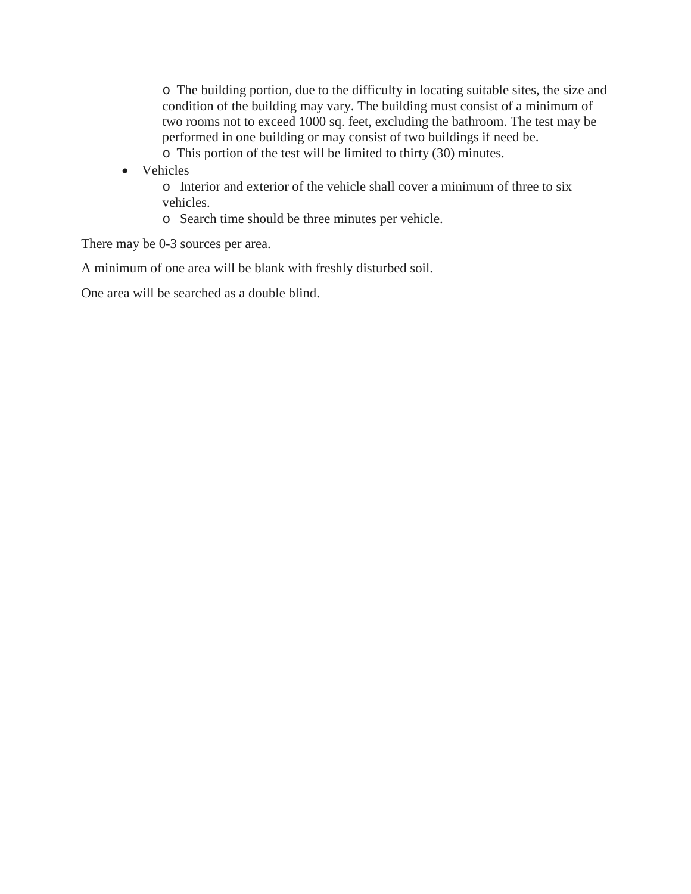- The building portion, due to the difficulty in locating suitable sites, the size and condition of the building may vary. The building must consist of a minimum of two rooms not to exceed 1000 sq. feet, excluding the bathroom. The test may be performed in one building or may consist of two buildings if need be.
    - This portion of the test will be limited to thirty (30) minutes.
- Vehicles
    - Interior and exterior of the vehicle shall cover a minimum of three to six vehicles.
    - Search time should be three minutes per vehicle.

There may be 0-3 sources per area.

A minimum of one area will be blank with freshly disturbed soil.

One area will be searched as a double blind.